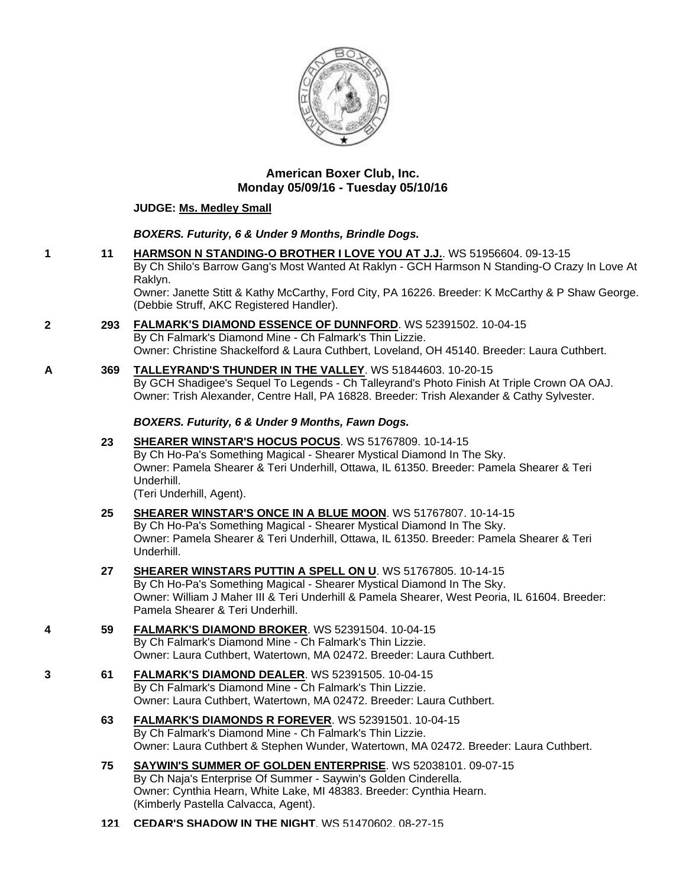# American Boxer Club, Inc.
## Monday 05/09/16 - Tuesday 05/10/16

**JUDGE: Ms. Medley Small**

### *BOXERS. Futurity, 6 & Under 9 Months, Brindle Dogs.*

**1** **11** **HARMSON N STANDING-O BROTHER I LOVE YOU AT J.J.**. WS 51956604. 09-13-15
By Ch Shilo's Barrow Gang's Most Wanted At Raklyn - GCH Harmson N Standing-O Crazy In Love At Raklyn.
Owner: Janette Stitt & Kathy McCarthy, Ford City, PA 16226. Breeder: K McCarthy & P Shaw George. (Debbie Struff, AKC Registered Handler).

**2** **293** **FALMARK'S DIAMOND ESSENCE OF DUNNFORD**. WS 52391502. 10-04-15
By Ch Falmark's Diamond Mine - Ch Falmark's Thin Lizzie.
Owner: Christine Shackelford & Laura Cuthbert, Loveland, OH 45140. Breeder: Laura Cuthbert.

**A** **369** **TALLEYRAND'S THUNDER IN THE VALLEY**. WS 51844603. 10-20-15
By GCH Shadigee's Sequel To Legends - Ch Talleyrand's Photo Finish At Triple Crown OA OAJ.
Owner: Trish Alexander, Centre Hall, PA 16828. Breeder: Trish Alexander & Cathy Sylvester.

### *BOXERS. Futurity, 6 & Under 9 Months, Fawn Dogs.*

**23** **SHEARER WINSTAR'S HOCUS POCUS**. WS 51767809. 10-14-15
By Ch Ho-Pa's Something Magical - Shearer Mystical Diamond In The Sky.
Owner: Pamela Shearer & Teri Underhill, Ottawa, IL 61350. Breeder: Pamela Shearer & Teri Underhill.
(Teri Underhill, Agent).

**25** **SHEARER WINSTAR'S ONCE IN A BLUE MOON**. WS 51767807. 10-14-15
By Ch Ho-Pa's Something Magical - Shearer Mystical Diamond In The Sky.
Owner: Pamela Shearer & Teri Underhill, Ottawa, IL 61350. Breeder: Pamela Shearer & Teri Underhill.

**27** **SHEARER WINSTARS PUTTIN A SPELL ON U**. WS 51767805. 10-14-15
By Ch Ho-Pa's Something Magical - Shearer Mystical Diamond In The Sky.
Owner: William J Maher III & Teri Underhill & Pamela Shearer, West Peoria, IL 61604. Breeder: Pamela Shearer & Teri Underhill.

**4** **59** **FALMARK'S DIAMOND BROKER**. WS 52391504. 10-04-15
By Ch Falmark's Diamond Mine - Ch Falmark's Thin Lizzie.
Owner: Laura Cuthbert, Watertown, MA 02472. Breeder: Laura Cuthbert.

**3** **61** **FALMARK'S DIAMOND DEALER**. WS 52391505. 10-04-15
By Ch Falmark's Diamond Mine - Ch Falmark's Thin Lizzie.
Owner: Laura Cuthbert, Watertown, MA 02472. Breeder: Laura Cuthbert.

**63** **FALMARK'S DIAMONDS R FOREVER**. WS 52391501. 10-04-15
By Ch Falmark's Diamond Mine - Ch Falmark's Thin Lizzie.
Owner: Laura Cuthbert & Stephen Wunder, Watertown, MA 02472. Breeder: Laura Cuthbert.

**75** **SAYWIN'S SUMMER OF GOLDEN ENTERPRISE**. WS 52038101. 09-07-15
By Ch Naja's Enterprise Of Summer - Saywin's Golden Cinderella.
Owner: Cynthia Hearn, White Lake, MI 48383. Breeder: Cynthia Hearn.
(Kimberly Pastella Calvacca, Agent).

**121** **CEDAR'S SHADOW IN THE NIGHT**. WS 51470602. 08-27-15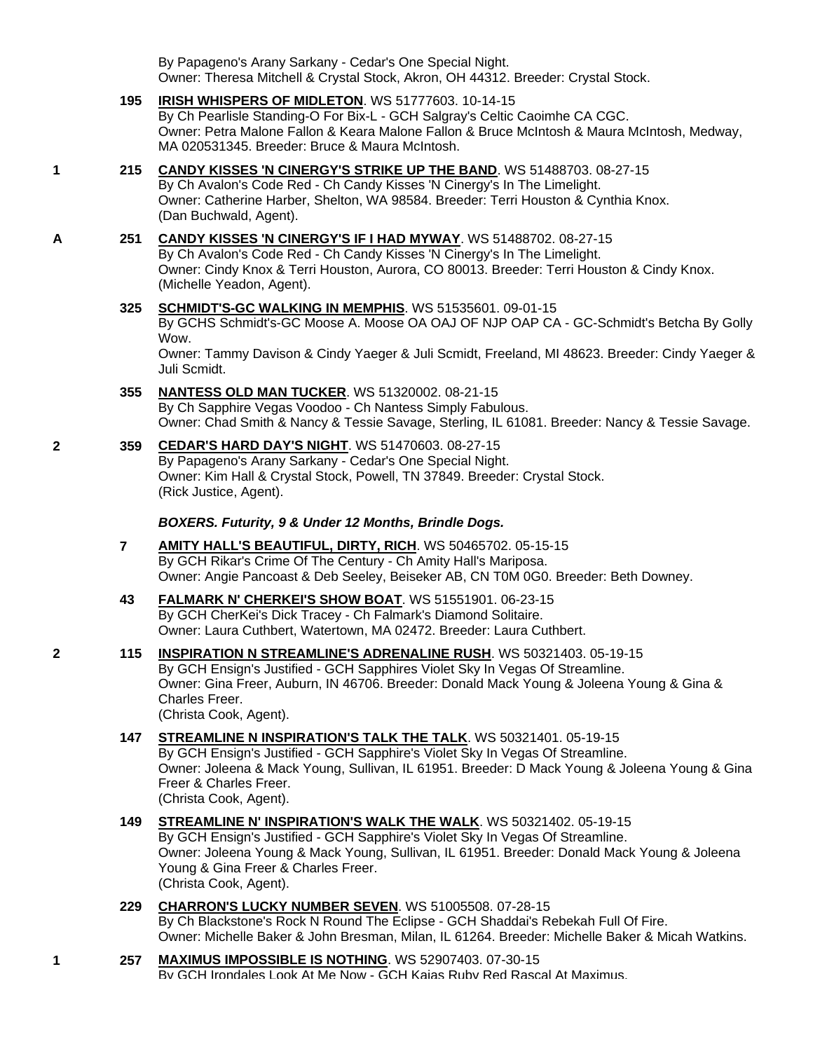By Papageno's Arany Sarkany - Cedar's One Special Night.
Owner: Theresa Mitchell & Crystal Stock, Akron, OH 44312. Breeder: Crystal Stock.

**195** **IRISH WHISPERS OF MIDLETON**. WS 51777603. 10-14-15
By Ch Pearlisle Standing-O For Bix-L - GCH Salgray's Celtic Caoimhe CA CGC.
Owner: Petra Malone Fallon & Keara Malone Fallon & Bruce McIntosh & Maura McIntosh, Medway, MA 020531345. Breeder: Bruce & Maura McIntosh.

**1** **215** **CANDY KISSES 'N CINERGY'S STRIKE UP THE BAND**. WS 51488703. 08-27-15
By Ch Avalon's Code Red - Ch Candy Kisses 'N Cinergy's In The Limelight.
Owner: Catherine Harber, Shelton, WA 98584. Breeder: Terri Houston & Cynthia Knox.
(Dan Buchwald, Agent).

**A** **251** **CANDY KISSES 'N CINERGY'S IF I HAD MYWAY**. WS 51488702. 08-27-15
By Ch Avalon's Code Red - Ch Candy Kisses 'N Cinergy's In The Limelight.
Owner: Cindy Knox & Terri Houston, Aurora, CO 80013. Breeder: Terri Houston & Cindy Knox.
(Michelle Yeadon, Agent).

**325** **SCHMIDT'S-GC WALKING IN MEMPHIS**. WS 51535601. 09-01-15
By GCHS Schmidt's-GC Moose A. Moose OA OAJ OF NJP OAP CA - GC-Schmidt's Betcha By Golly Wow.
Owner: Tammy Davison & Cindy Yaeger & Juli Scmidt, Freeland, MI 48623. Breeder: Cindy Yaeger & Juli Scmidt.

**355** **NANTESS OLD MAN TUCKER**. WS 51320002. 08-21-15
By Ch Sapphire Vegas Voodoo - Ch Nantess Simply Fabulous.
Owner: Chad Smith & Nancy & Tessie Savage, Sterling, IL 61081. Breeder: Nancy & Tessie Savage.

**2** **359** **CEDAR'S HARD DAY'S NIGHT**. WS 51470603. 08-27-15
By Papageno's Arany Sarkany - Cedar's One Special Night.
Owner: Kim Hall & Crystal Stock, Powell, TN 37849. Breeder: Crystal Stock.
(Rick Justice, Agent).

***BOXERS. Futurity, 9 & Under 12 Months, Brindle Dogs.***

**7** **AMITY HALL'S BEAUTIFUL, DIRTY, RICH**. WS 50465702. 05-15-15
By GCH Rikar's Crime Of The Century - Ch Amity Hall's Mariposa.
Owner: Angie Pancoast & Deb Seeley, Beiseker AB, CN T0M 0G0. Breeder: Beth Downey.

**43** **FALMARK N' CHERKEI'S SHOW BOAT**. WS 51551901. 06-23-15
By GCH CherKei's Dick Tracey - Ch Falmark's Diamond Solitaire.
Owner: Laura Cuthbert, Watertown, MA 02472. Breeder: Laura Cuthbert.

**2** **115** **INSPIRATION N STREAMLINE'S ADRENALINE RUSH**. WS 50321403. 05-19-15
By GCH Ensign's Justified - GCH Sapphires Violet Sky In Vegas Of Streamline.
Owner: Gina Freer, Auburn, IN 46706. Breeder: Donald Mack Young & Joleena Young & Gina & Charles Freer.
(Christa Cook, Agent).

**147** **STREAMLINE N INSPIRATION'S TALK THE TALK**. WS 50321401. 05-19-15
By GCH Ensign's Justified - GCH Sapphire's Violet Sky In Vegas Of Streamline.
Owner: Joleena & Mack Young, Sullivan, IL 61951. Breeder: D Mack Young & Joleena Young & Gina Freer & Charles Freer.
(Christa Cook, Agent).

**149** **STREAMLINE N' INSPIRATION'S WALK THE WALK**. WS 50321402. 05-19-15
By GCH Ensign's Justified - GCH Sapphire's Violet Sky In Vegas Of Streamline.
Owner: Joleena Young & Mack Young, Sullivan, IL 61951. Breeder: Donald Mack Young & Joleena Young & Gina Freer & Charles Freer.
(Christa Cook, Agent).

**229** **CHARRON'S LUCKY NUMBER SEVEN**. WS 51005508. 07-28-15
By Ch Blackstone's Rock N Round The Eclipse - GCH Shaddai's Rebekah Full Of Fire.
Owner: Michelle Baker & John Bresman, Milan, IL 61264. Breeder: Michelle Baker & Micah Watkins.

**1** **257** **MAXIMUS IMPOSSIBLE IS NOTHING**. WS 52907403. 07-30-15
By GCH Irondales Look At Me Now - GCH Kajas Ruby Red Rascal At Maximus.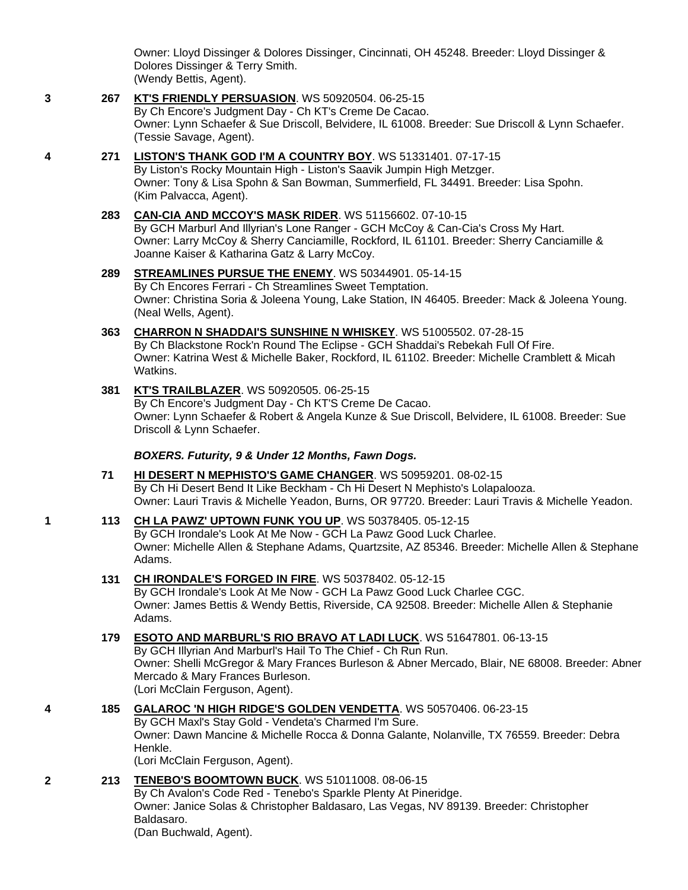Owner: Lloyd Dissinger & Dolores Dissinger, Cincinnati, OH 45248. Breeder: Lloyd Dissinger & Dolores Dissinger & Terry Smith.
(Wendy Bettis, Agent).

**3** **267** **KT'S FRIENDLY PERSUASION**. WS 50920504. 06-25-15
By Ch Encore's Judgment Day - Ch KT's Creme De Cacao.
Owner: Lynn Schaefer & Sue Driscoll, Belvidere, IL 61008. Breeder: Sue Driscoll & Lynn Schaefer.
(Tessie Savage, Agent).

**4** **271** **LISTON'S THANK GOD I'M A COUNTRY BOY**. WS 51331401. 07-17-15
By Liston's Rocky Mountain High - Liston's Saavik Jumpin High Metzger.
Owner: Tony & Lisa Spohn & San Bowman, Summerfield, FL 34491. Breeder: Lisa Spohn.
(Kim Palvacca, Agent).

**283** **CAN-CIA AND MCCOY'S MASK RIDER**. WS 51156602. 07-10-15
By GCH Marburl And Illyrian's Lone Ranger - GCH McCoy & Can-Cia's Cross My Hart.
Owner: Larry McCoy & Sherry Canciamille, Rockford, IL 61101. Breeder: Sherry Canciamille & Joanne Kaiser & Katharina Gatz & Larry McCoy.

**289** **STREAMLINES PURSUE THE ENEMY**. WS 50344901. 05-14-15
By Ch Encores Ferrari - Ch Streamlines Sweet Temptation.
Owner: Christina Soria & Joleena Young, Lake Station, IN 46405. Breeder: Mack & Joleena Young.
(Neal Wells, Agent).

**363** **CHARRON N SHADDAI'S SUNSHINE N WHISKEY**. WS 51005502. 07-28-15
By Ch Blackstone Rock'n Round The Eclipse - GCH Shaddai's Rebekah Full Of Fire.
Owner: Katrina West & Michelle Baker, Rockford, IL 61102. Breeder: Michelle Cramblett & Micah Watkins.

**381** **KT'S TRAILBLAZER**. WS 50920505. 06-25-15
By Ch Encore's Judgment Day - Ch KT'S Creme De Cacao.
Owner: Lynn Schaefer & Robert & Angela Kunze & Sue Driscoll, Belvidere, IL 61008. Breeder: Sue Driscoll & Lynn Schaefer.

***BOXERS. Futurity, 9 & Under 12 Months, Fawn Dogs.***

**71** **HI DESERT N MEPHISTO'S GAME CHANGER**. WS 50959201. 08-02-15
By Ch Hi Desert Bend It Like Beckham - Ch Hi Desert N Mephisto's Lolapalooza.
Owner: Lauri Travis & Michelle Yeadon, Burns, OR 97720. Breeder: Lauri Travis & Michelle Yeadon.

**1** **113** **CH LA PAWZ' UPTOWN FUNK YOU UP**. WS 50378405. 05-12-15
By GCH Irondale's Look At Me Now - GCH La Pawz Good Luck Charlee.
Owner: Michelle Allen & Stephane Adams, Quartzsite, AZ 85346. Breeder: Michelle Allen & Stephane Adams.

**131** **CH IRONDALE'S FORGED IN FIRE**. WS 50378402. 05-12-15
By GCH Irondale's Look At Me Now - GCH La Pawz Good Luck Charlee CGC.
Owner: James Bettis & Wendy Bettis, Riverside, CA 92508. Breeder: Michelle Allen & Stephanie Adams.

**179** **ESOTO AND MARBURL'S RIO BRAVO AT LADI LUCK**. WS 51647801. 06-13-15
By GCH Illyrian And Marburl's Hail To The Chief - Ch Run Run.
Owner: Shelli McGregor & Mary Frances Burleson & Abner Mercado, Blair, NE 68008. Breeder: Abner Mercado & Mary Frances Burleson.
(Lori McClain Ferguson, Agent).

**4** **185** **GALAROC 'N HIGH RIDGE'S GOLDEN VENDETTA**. WS 50570406. 06-23-15
By GCH Maxl's Stay Gold - Vendeta's Charmed I'm Sure.
Owner: Dawn Mancine & Michelle Rocca & Donna Galante, Nolanville, TX 76559. Breeder: Debra Henkle.
(Lori McClain Ferguson, Agent).

**2** **213** **TENEBO'S BOOMTOWN BUCK**. WS 51011008. 08-06-15
By Ch Avalon's Code Red - Tenebo's Sparkle Plenty At Pineridge.
Owner: Janice Solas & Christopher Baldasaro, Las Vegas, NV 89139. Breeder: Christopher Baldasaro.
(Dan Buchwald, Agent).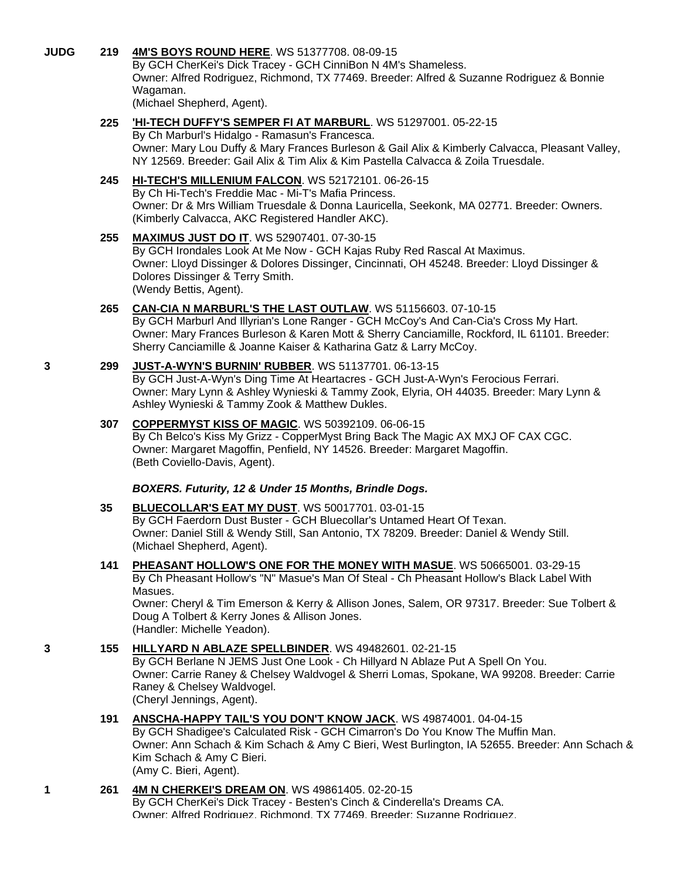**JUDG** **219** **4M'S BOYS ROUND HERE**. WS 51377708. 08-09-15
By GCH CherKei's Dick Tracey - GCH CinniBon N 4M's Shameless.
Owner: Alfred Rodriguez, Richmond, TX 77469. Breeder: Alfred & Suzanne Rodriguez & Bonnie Wagaman.
(Michael Shepherd, Agent).

**225** **'HI-TECH DUFFY'S SEMPER FI AT MARBURL**. WS 51297001. 05-22-15
By Ch Marburl's Hidalgo - Ramasun's Francesca.
Owner: Mary Lou Duffy & Mary Frances Burleson & Gail Alix & Kimberly Calvacca, Pleasant Valley, NY 12569. Breeder: Gail Alix & Tim Alix & Kim Pastella Calvacca & Zoila Truesdale.

**245** **HI-TECH'S MILLENIUM FALCON**. WS 52172101. 06-26-15
By Ch Hi-Tech's Freddie Mac - Mi-T's Mafia Princess.
Owner: Dr & Mrs William Truesdale & Donna Lauricella, Seekonk, MA 02771. Breeder: Owners.
(Kimberly Calvacca, AKC Registered Handler AKC).

**255** **MAXIMUS JUST DO IT**. WS 52907401. 07-30-15
By GCH Irondales Look At Me Now - GCH Kajas Ruby Red Rascal At Maximus.
Owner: Lloyd Dissinger & Dolores Dissinger, Cincinnati, OH 45248. Breeder: Lloyd Dissinger & Dolores Dissinger & Terry Smith.
(Wendy Bettis, Agent).

**265** **CAN-CIA N MARBURL'S THE LAST OUTLAW**. WS 51156603. 07-10-15
By GCH Marburl And Illyrian's Lone Ranger - GCH McCoy's And Can-Cia's Cross My Hart.
Owner: Mary Frances Burleson & Karen Mott & Sherry Canciamille, Rockford, IL 61101. Breeder: Sherry Canciamille & Joanne Kaiser & Katharina Gatz & Larry McCoy.

**3** **299** **JUST-A-WYN'S BURNIN' RUBBER**. WS 51137701. 06-13-15
By GCH Just-A-Wyn's Ding Time At Heartacres - GCH Just-A-Wyn's Ferocious Ferrari.
Owner: Mary Lynn & Ashley Wynieski & Tammy Zook, Elyria, OH 44035. Breeder: Mary Lynn & Ashley Wynieski & Tammy Zook & Matthew Dukles.

**307** **COPPERMYST KISS OF MAGIC**. WS 50392109. 06-06-15
By Ch Belco's Kiss My Grizz - CopperMyst Bring Back The Magic AX MXJ OF CAX CGC.
Owner: Margaret Magoffin, Penfield, NY 14526. Breeder: Margaret Magoffin.
(Beth Coviello-Davis, Agent).

***BOXERS. Futurity, 12 & Under 15 Months, Brindle Dogs.***

**35** **BLUECOLLAR'S EAT MY DUST**. WS 50017701. 03-01-15
By GCH Faerdorn Dust Buster - GCH Bluecollar's Untamed Heart Of Texan.
Owner: Daniel Still & Wendy Still, San Antonio, TX 78209. Breeder: Daniel & Wendy Still.
(Michael Shepherd, Agent).

**141** **PHEASANT HOLLOW'S ONE FOR THE MONEY WITH MASUE**. WS 50665001. 03-29-15
By Ch Pheasant Hollow's "N" Masue's Man Of Steal - Ch Pheasant Hollow's Black Label With Masues.
Owner: Cheryl & Tim Emerson & Kerry & Allison Jones, Salem, OR 97317. Breeder: Sue Tolbert & Doug A Tolbert & Kerry Jones & Allison Jones.
(Handler: Michelle Yeadon).

**3** **155** **HILLYARD N ABLAZE SPELLBINDER**. WS 49482601. 02-21-15
By GCH Berlane N JEMS Just One Look - Ch Hillyard N Ablaze Put A Spell On You.
Owner: Carrie Raney & Chelsey Waldvogel & Sherri Lomas, Spokane, WA 99208. Breeder: Carrie Raney & Chelsey Waldvogel.
(Cheryl Jennings, Agent).

**191** **ANSCHA-HAPPY TAIL'S YOU DON'T KNOW JACK**. WS 49874001. 04-04-15
By GCH Shadigee's Calculated Risk - GCH Cimarron's Do You Know The Muffin Man.
Owner: Ann Schach & Kim Schach & Amy C Bieri, West Burlington, IA 52655. Breeder: Ann Schach & Kim Schach & Amy C Bieri.
(Amy C. Bieri, Agent).

**1** **261** **4M N CHERKEI'S DREAM ON**. WS 49861405. 02-20-15
By GCH CherKei's Dick Tracey - Besten's Cinch & Cinderella's Dreams CA.
Owner: Alfred Rodriguez, Richmond, TX 77469. Breeder: Suzanne Rodriguez.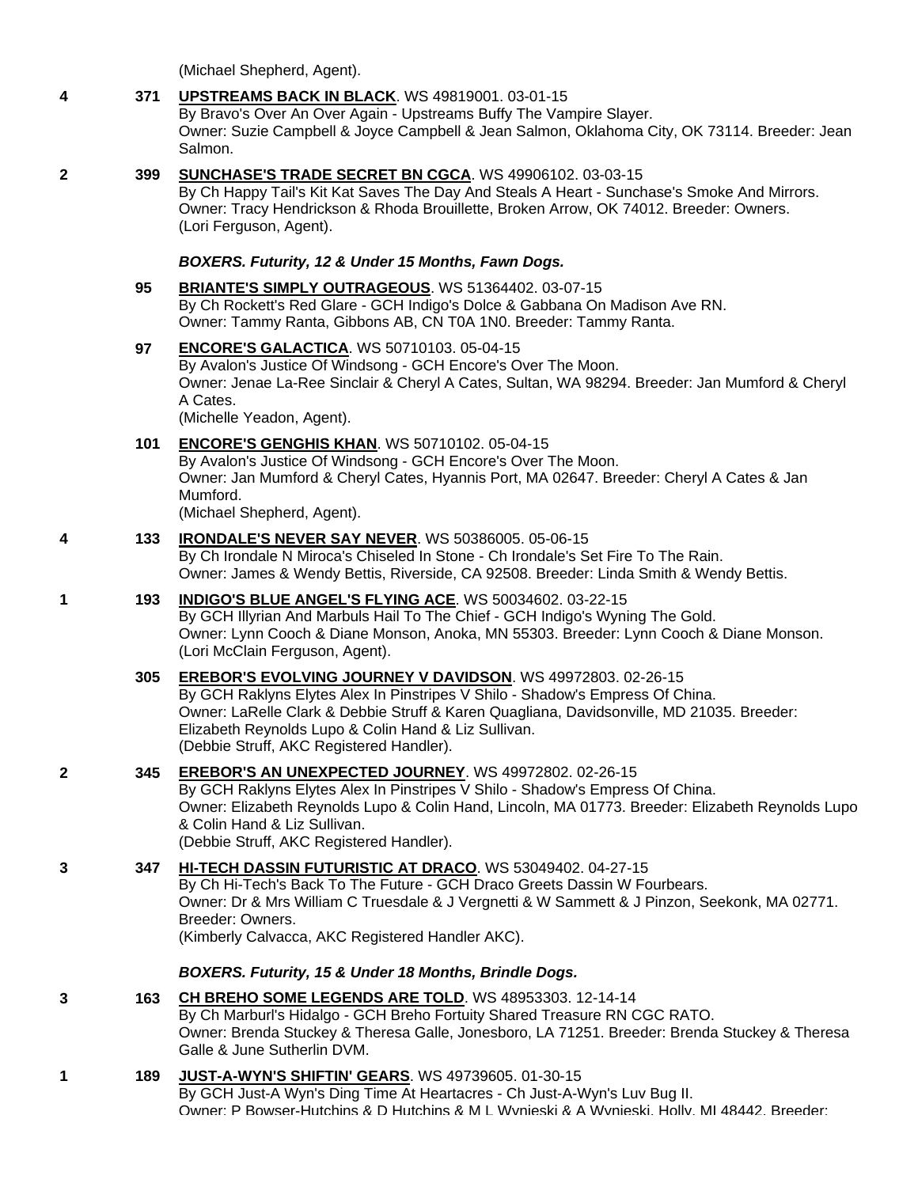(Michael Shepherd, Agent).

**4** **371** **UPSTREAMS BACK IN BLACK**. WS 49819001. 03-01-15
By Bravo's Over An Over Again - Upstreams Buffy The Vampire Slayer.
Owner: Suzie Campbell & Joyce Campbell & Jean Salmon, Oklahoma City, OK 73114. Breeder: Jean Salmon.

**2** **399** **SUNCHASE'S TRADE SECRET BN CGCA**. WS 49906102. 03-03-15
By Ch Happy Tail's Kit Kat Saves The Day And Steals A Heart - Sunchase's Smoke And Mirrors.
Owner: Tracy Hendrickson & Rhoda Brouillette, Broken Arrow, OK 74012. Breeder: Owners.
(Lori Ferguson, Agent).

***BOXERS. Futurity, 12 & Under 15 Months, Fawn Dogs.***

**95** **BRIANTE'S SIMPLY OUTRAGEOUS**. WS 51364402. 03-07-15
By Ch Rockett's Red Glare - GCH Indigo's Dolce & Gabbana On Madison Ave RN.
Owner: Tammy Ranta, Gibbons AB, CN T0A 1N0. Breeder: Tammy Ranta.

**97** **ENCORE'S GALACTICA**. WS 50710103. 05-04-15
By Avalon's Justice Of Windsong - GCH Encore's Over The Moon.
Owner: Jenae La-Ree Sinclair & Cheryl A Cates, Sultan, WA 98294. Breeder: Jan Mumford & Cheryl A Cates.
(Michelle Yeadon, Agent).

**101** **ENCORE'S GENGHIS KHAN**. WS 50710102. 05-04-15
By Avalon's Justice Of Windsong - GCH Encore's Over The Moon.
Owner: Jan Mumford & Cheryl Cates, Hyannis Port, MA 02647. Breeder: Cheryl A Cates & Jan Mumford.
(Michael Shepherd, Agent).

**4** **133** **IRONDALE'S NEVER SAY NEVER**. WS 50386005. 05-06-15
By Ch Irondale N Miroca's Chiseled In Stone - Ch Irondale's Set Fire To The Rain.
Owner: James & Wendy Bettis, Riverside, CA 92508. Breeder: Linda Smith & Wendy Bettis.

**1** **193** **INDIGO'S BLUE ANGEL'S FLYING ACE**. WS 50034602. 03-22-15
By GCH Illyrian And Marbuls Hail To The Chief - GCH Indigo's Wyning The Gold.
Owner: Lynn Cooch & Diane Monson, Anoka, MN 55303. Breeder: Lynn Cooch & Diane Monson.
(Lori McClain Ferguson, Agent).

**305** **EREBOR'S EVOLVING JOURNEY V DAVIDSON**. WS 49972803. 02-26-15
By GCH Raklyns Elytes Alex In Pinstripes V Shilo - Shadow's Empress Of China.
Owner: LaRelle Clark & Debbie Struff & Karen Quagliana, Davidsonville, MD 21035. Breeder: Elizabeth Reynolds Lupo & Colin Hand & Liz Sullivan.
(Debbie Struff, AKC Registered Handler).

**2** **345** **EREBOR'S AN UNEXPECTED JOURNEY**. WS 49972802. 02-26-15
By GCH Raklyns Elytes Alex In Pinstripes V Shilo - Shadow's Empress Of China.
Owner: Elizabeth Reynolds Lupo & Colin Hand, Lincoln, MA 01773. Breeder: Elizabeth Reynolds Lupo & Colin Hand & Liz Sullivan.
(Debbie Struff, AKC Registered Handler).

**3** **347** **HI-TECH DASSIN FUTURISTIC AT DRACO**. WS 53049402. 04-27-15
By Ch Hi-Tech's Back To The Future - GCH Draco Greets Dassin W Fourbears.
Owner: Dr & Mrs William C Truesdale & J Vergnetti & W Sammett & J Pinzon, Seekonk, MA 02771. Breeder: Owners.
(Kimberly Calvacca, AKC Registered Handler AKC).

***BOXERS. Futurity, 15 & Under 18 Months, Brindle Dogs.***

**3** **163** **CH BREHO SOME LEGENDS ARE TOLD**. WS 48953303. 12-14-14
By Ch Marburl's Hidalgo - GCH Breho Fortuity Shared Treasure RN CGC RATO.
Owner: Brenda Stuckey & Theresa Galle, Jonesboro, LA 71251. Breeder: Brenda Stuckey & Theresa Galle & June Sutherlin DVM.

**1** **189** **JUST-A-WYN'S SHIFTIN' GEARS**. WS 49739605. 01-30-15
By GCH Just-A Wyn's Ding Time At Heartacres - Ch Just-A-Wyn's Luv Bug II.
Owner: P Bowser-Hutchins & D Hutchins & M L Wynieski & A Wynieski, Holly, MI 48442. Breeder: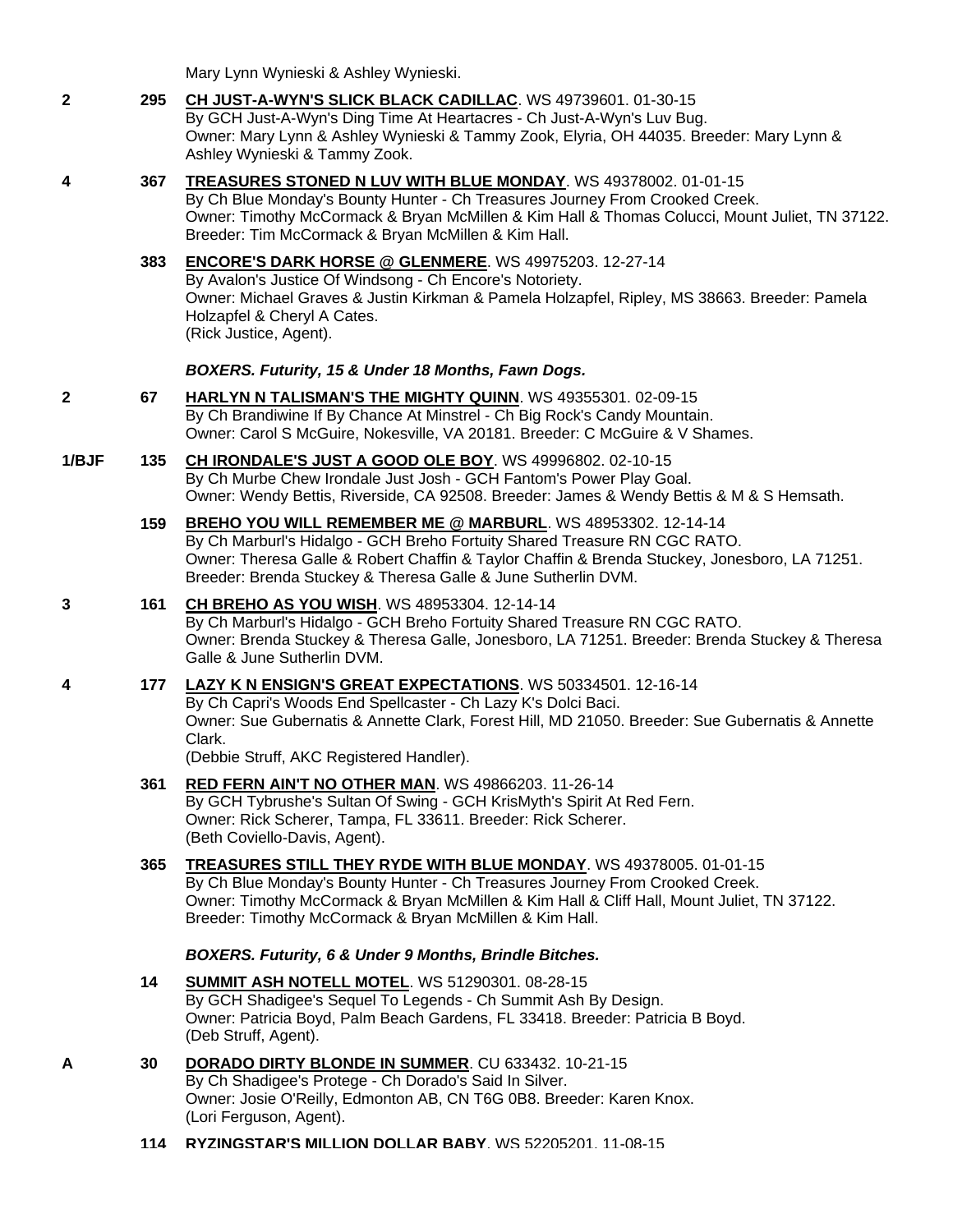Mary Lynn Wynieski & Ashley Wynieski.

**2** **295** **CH JUST-A-WYN'S SLICK BLACK CADILLAC**. WS 49739601. 01-30-15
By GCH Just-A-Wyn's Ding Time At Heartacres - Ch Just-A-Wyn's Luv Bug.
Owner: Mary Lynn & Ashley Wynieski & Tammy Zook, Elyria, OH 44035. Breeder: Mary Lynn & Ashley Wynieski & Tammy Zook.

**4** **367** **TREASURES STONED N LUV WITH BLUE MONDAY**. WS 49378002. 01-01-15
By Ch Blue Monday's Bounty Hunter - Ch Treasures Journey From Crooked Creek.
Owner: Timothy McCormack & Bryan McMillen & Kim Hall & Thomas Colucci, Mount Juliet, TN 37122. Breeder: Tim McCormack & Bryan McMillen & Kim Hall.

**383** **ENCORE'S DARK HORSE @ GLENMERE**. WS 49975203. 12-27-14
By Avalon's Justice Of Windsong - Ch Encore's Notoriety.
Owner: Michael Graves & Justin Kirkman & Pamela Holzapfel, Ripley, MS 38663. Breeder: Pamela Holzapfel & Cheryl A Cates.
(Rick Justice, Agent).

***BOXERS. Futurity, 15 & Under 18 Months, Fawn Dogs.***

**2** **67** **HARLYN N TALISMAN'S THE MIGHTY QUINN**. WS 49355301. 02-09-15
By Ch Brandiwine If By Chance At Minstrel - Ch Big Rock's Candy Mountain.
Owner: Carol S McGuire, Nokesville, VA 20181. Breeder: C McGuire & V Shames.

**1/BJF** **135** **CH IRONDALE'S JUST A GOOD OLE BOY**. WS 49996802. 02-10-15
By Ch Murbe Chew Irondale Just Josh - GCH Fantom's Power Play Goal.
Owner: Wendy Bettis, Riverside, CA 92508. Breeder: James & Wendy Bettis & M & S Hemsath.

**159** **BREHO YOU WILL REMEMBER ME @ MARBURL**. WS 48953302. 12-14-14
By Ch Marburl's Hidalgo - GCH Breho Fortuity Shared Treasure RN CGC RATO.
Owner: Theresa Galle & Robert Chaffin & Taylor Chaffin & Brenda Stuckey, Jonesboro, LA 71251. Breeder: Brenda Stuckey & Theresa Galle & June Sutherlin DVM.

**3** **161** **CH BREHO AS YOU WISH**. WS 48953304. 12-14-14
By Ch Marburl's Hidalgo - GCH Breho Fortuity Shared Treasure RN CGC RATO.
Owner: Brenda Stuckey & Theresa Galle, Jonesboro, LA 71251. Breeder: Brenda Stuckey & Theresa Galle & June Sutherlin DVM.

**4** **177** **LAZY K N ENSIGN'S GREAT EXPECTATIONS**. WS 50334501. 12-16-14
By Ch Capri's Woods End Spellcaster - Ch Lazy K's Dolci Baci.
Owner: Sue Gubernatis & Annette Clark, Forest Hill, MD 21050. Breeder: Sue Gubernatis & Annette Clark.
(Debbie Struff, AKC Registered Handler).

**361** **RED FERN AIN'T NO OTHER MAN**. WS 49866203. 11-26-14
By GCH Tybrushe's Sultan Of Swing - GCH KrisMyth's Spirit At Red Fern.
Owner: Rick Scherer, Tampa, FL 33611. Breeder: Rick Scherer.
(Beth Coviello-Davis, Agent).

**365** **TREASURES STILL THEY RYDE WITH BLUE MONDAY**. WS 49378005. 01-01-15
By Ch Blue Monday's Bounty Hunter - Ch Treasures Journey From Crooked Creek.
Owner: Timothy McCormack & Bryan McMillen & Kim Hall & Cliff Hall, Mount Juliet, TN 37122. Breeder: Timothy McCormack & Bryan McMillen & Kim Hall.

***BOXERS. Futurity, 6 & Under 9 Months, Brindle Bitches.***

**14** **SUMMIT ASH NOTELL MOTEL**. WS 51290301. 08-28-15
By GCH Shadigee's Sequel To Legends - Ch Summit Ash By Design.
Owner: Patricia Boyd, Palm Beach Gardens, FL 33418. Breeder: Patricia B Boyd.
(Deb Struff, Agent).

**A** **30** **DORADO DIRTY BLONDE IN SUMMER**. CU 633432. 10-21-15
By Ch Shadigee's Protege - Ch Dorado's Said In Silver.
Owner: Josie O'Reilly, Edmonton AB, CN T6G 0B8. Breeder: Karen Knox.
(Lori Ferguson, Agent).

**114** **RYZINGSTAR'S MILLION DOLLAR BABY**. WS 52205201. 11-08-15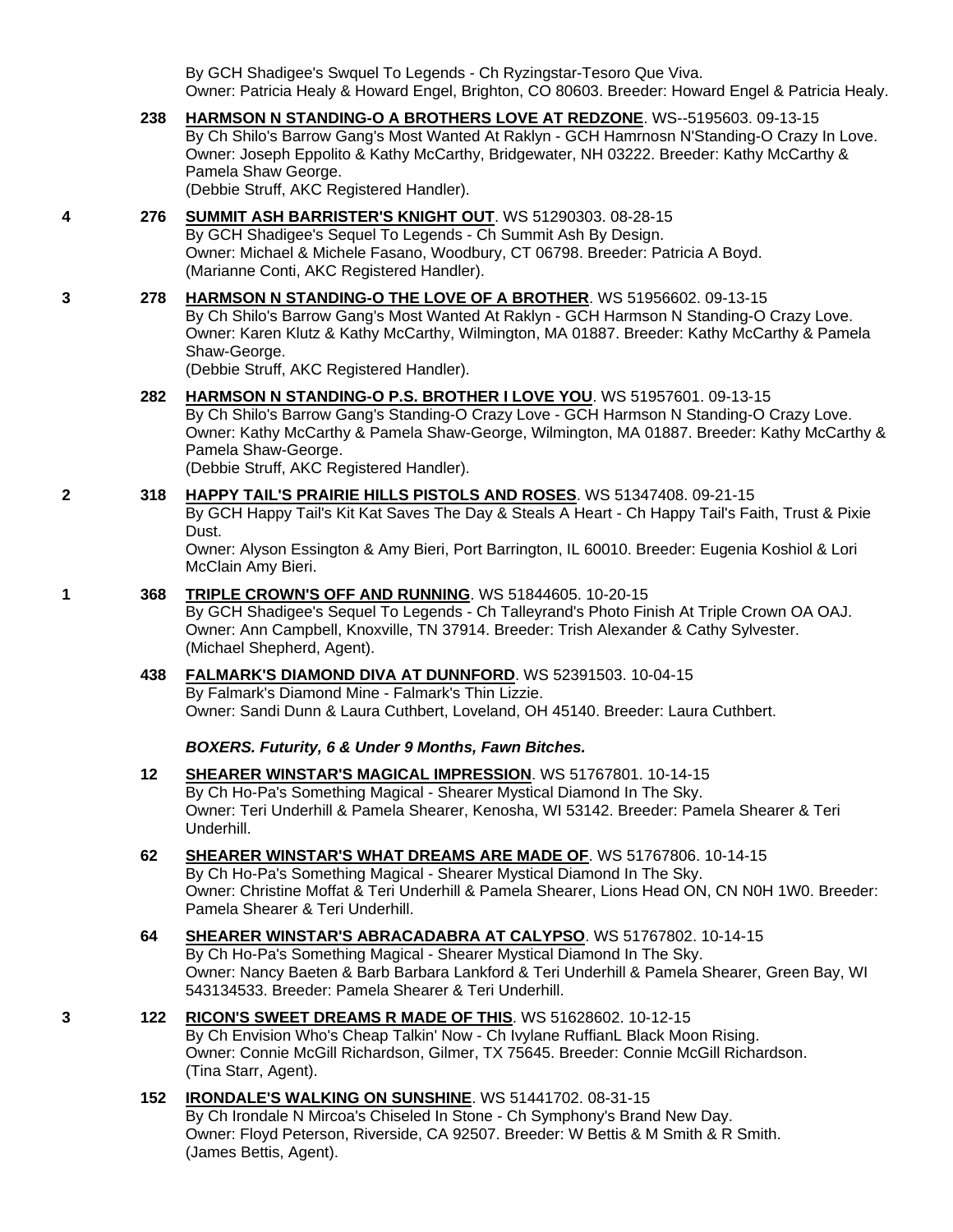By GCH Shadigee's Swquel To Legends - Ch Ryzingstar-Tesoro Que Viva.
Owner: Patricia Healy & Howard Engel, Brighton, CO 80603. Breeder: Howard Engel & Patricia Healy.

**238** **HARMSON N STANDING-O A BROTHERS LOVE AT REDZONE**. WS--5195603. 09-13-15
By Ch Shilo's Barrow Gang's Most Wanted At Raklyn - GCH Hamrnosn N'Standing-O Crazy In Love.
Owner: Joseph Eppolito & Kathy McCarthy, Bridgewater, NH 03222. Breeder: Kathy McCarthy & Pamela Shaw George.
(Debbie Struff, AKC Registered Handler).

4 **276** **SUMMIT ASH BARRISTER'S KNIGHT OUT**. WS 51290303. 08-28-15
By GCH Shadigee's Sequel To Legends - Ch Summit Ash By Design.
Owner: Michael & Michele Fasano, Woodbury, CT 06798. Breeder: Patricia A Boyd.
(Marianne Conti, AKC Registered Handler).

3 **278** **HARMSON N STANDING-O THE LOVE OF A BROTHER**. WS 51956602. 09-13-15
By Ch Shilo's Barrow Gang's Most Wanted At Raklyn - GCH Harmson N Standing-O Crazy Love.
Owner: Karen Klutz & Kathy McCarthy, Wilmington, MA 01887. Breeder: Kathy McCarthy & Pamela Shaw-George.
(Debbie Struff, AKC Registered Handler).

**282** **HARMSON N STANDING-O P.S. BROTHER I LOVE YOU**. WS 51957601. 09-13-15
By Ch Shilo's Barrow Gang's Standing-O Crazy Love - GCH Harmson N Standing-O Crazy Love.
Owner: Kathy McCarthy & Pamela Shaw-George, Wilmington, MA 01887. Breeder: Kathy McCarthy & Pamela Shaw-George.
(Debbie Struff, AKC Registered Handler).

2 **318** **HAPPY TAIL'S PRAIRIE HILLS PISTOLS AND ROSES**. WS 51347408. 09-21-15
By GCH Happy Tail's Kit Kat Saves The Day & Steals A Heart - Ch Happy Tail's Faith, Trust & Pixie Dust.
Owner: Alyson Essington & Amy Bieri, Port Barrington, IL 60010. Breeder: Eugenia Koshiol & Lori McClain Amy Bieri.

1 **368** **TRIPLE CROWN'S OFF AND RUNNING**. WS 51844605. 10-20-15
By GCH Shadigee's Sequel To Legends - Ch Talleyrand's Photo Finish At Triple Crown OA OAJ.
Owner: Ann Campbell, Knoxville, TN 37914. Breeder: Trish Alexander & Cathy Sylvester.
(Michael Shepherd, Agent).

**438** **FALMARK'S DIAMOND DIVA AT DUNNFORD**. WS 52391503. 10-04-15
By Falmark's Diamond Mine - Falmark's Thin Lizzie.
Owner: Sandi Dunn & Laura Cuthbert, Loveland, OH 45140. Breeder: Laura Cuthbert.

***BOXERS. Futurity, 6 & Under 9 Months, Fawn Bitches.***

**12** **SHEARER WINSTAR'S MAGICAL IMPRESSION**. WS 51767801. 10-14-15
By Ch Ho-Pa's Something Magical - Shearer Mystical Diamond In The Sky.
Owner: Teri Underhill & Pamela Shearer, Kenosha, WI 53142. Breeder: Pamela Shearer & Teri Underhill.

**62** **SHEARER WINSTAR'S WHAT DREAMS ARE MADE OF**. WS 51767806. 10-14-15
By Ch Ho-Pa's Something Magical - Shearer Mystical Diamond In The Sky.
Owner: Christine Moffat & Teri Underhill & Pamela Shearer, Lions Head ON, CN N0H 1W0. Breeder: Pamela Shearer & Teri Underhill.

**64** **SHEARER WINSTAR'S ABRACADABRA AT CALYPSO**. WS 51767802. 10-14-15
By Ch Ho-Pa's Something Magical - Shearer Mystical Diamond In The Sky.
Owner: Nancy Baeten & Barb Barbara Lankford & Teri Underhill & Pamela Shearer, Green Bay, WI 543134533. Breeder: Pamela Shearer & Teri Underhill.

3 **122** **RICON'S SWEET DREAMS R MADE OF THIS**. WS 51628602. 10-12-15
By Ch Envision Who's Cheap Talkin' Now - Ch Ivylane RuffianL Black Moon Rising.
Owner: Connie McGill Richardson, Gilmer, TX 75645. Breeder: Connie McGill Richardson.
(Tina Starr, Agent).

**152** **IRONDALE'S WALKING ON SUNSHINE**. WS 51441702. 08-31-15
By Ch Irondale N Mircoa's Chiseled In Stone - Ch Symphony's Brand New Day.
Owner: Floyd Peterson, Riverside, CA 92507. Breeder: W Bettis & M Smith & R Smith.
(James Bettis, Agent).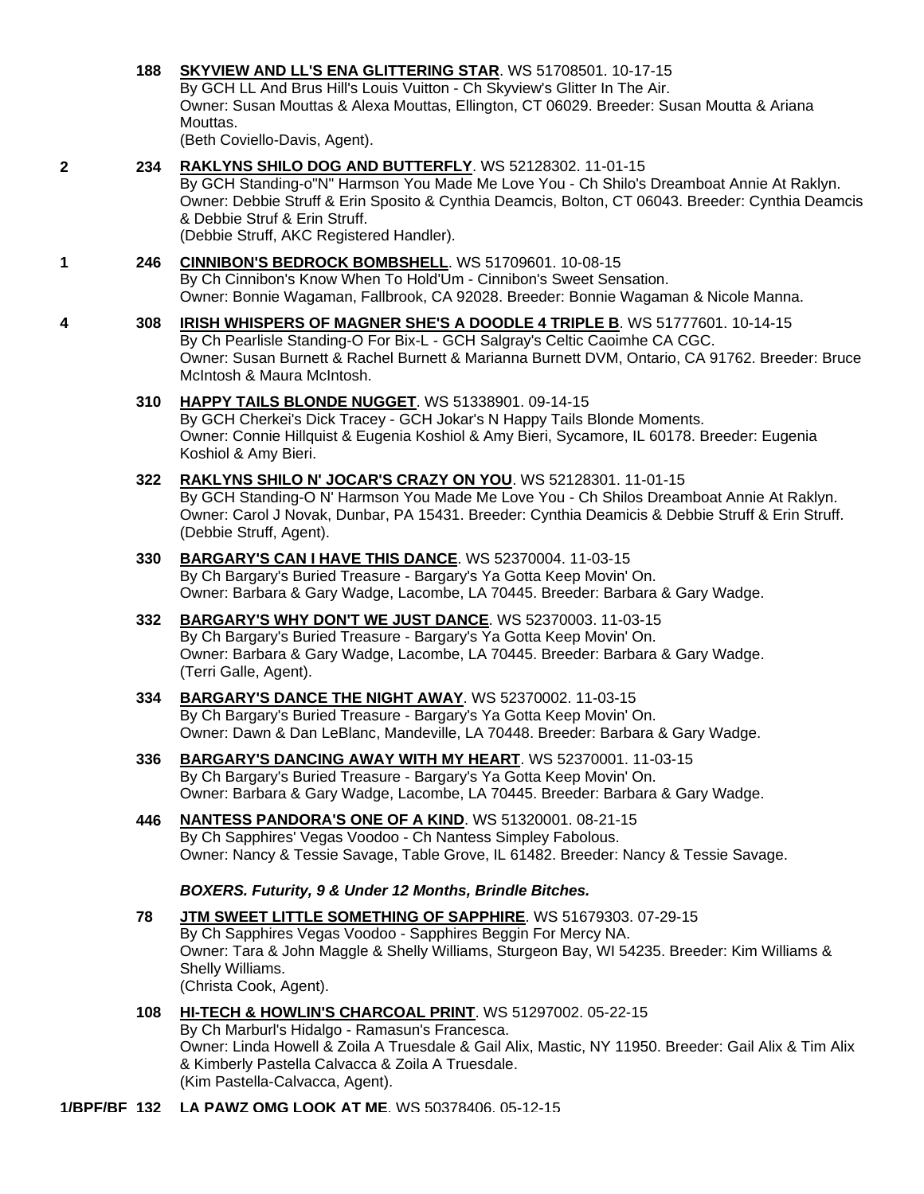188 **SKYVIEW AND LL'S ENA GLITTERING STAR**. WS 51708501. 10-17-15
By GCH LL And Brus Hill's Louis Vuitton - Ch Skyview's Glitter In The Air.
Owner: Susan Mouttas & Alexa Mouttas, Ellington, CT 06029. Breeder: Susan Moutta & Ariana Mouttas.
(Beth Coviello-Davis, Agent).

2 234 **RAKLYNS SHILO DOG AND BUTTERFLY**. WS 52128302. 11-01-15
By GCH Standing-o"N" Harmson You Made Me Love You - Ch Shilo's Dreamboat Annie At Raklyn.
Owner: Debbie Struff & Erin Sposito & Cynthia Deamcis, Bolton, CT 06043. Breeder: Cynthia Deamcis & Debbie Struf & Erin Struff.
(Debbie Struff, AKC Registered Handler).

1 246 **CINNIBON'S BEDROCK BOMBSHELL**. WS 51709601. 10-08-15
By Ch Cinnibon's Know When To Hold'Um - Cinnibon's Sweet Sensation.
Owner: Bonnie Wagaman, Fallbrook, CA 92028. Breeder: Bonnie Wagaman & Nicole Manna.

4 308 **IRISH WHISPERS OF MAGNER SHE'S A DOODLE 4 TRIPLE B**. WS 51777601. 10-14-15
By Ch Pearlisle Standing-O For Bix-L - GCH Salgray's Celtic Caoimhe CA CGC.
Owner: Susan Burnett & Rachel Burnett & Marianna Burnett DVM, Ontario, CA 91762. Breeder: Bruce McIntosh & Maura McIntosh.

310 **HAPPY TAILS BLONDE NUGGET**. WS 51338901. 09-14-15
By GCH Cherkei's Dick Tracey - GCH Jokar's N Happy Tails Blonde Moments.
Owner: Connie Hillquist & Eugenia Koshiol & Amy Bieri, Sycamore, IL 60178. Breeder: Eugenia Koshiol & Amy Bieri.

322 **RAKLYNS SHILO N' JOCAR'S CRAZY ON YOU**. WS 52128301. 11-01-15
By GCH Standing-O N' Harmson You Made Me Love You - Ch Shilos Dreamboat Annie At Raklyn.
Owner: Carol J Novak, Dunbar, PA 15431. Breeder: Cynthia Deamicis & Debbie Struff & Erin Struff.
(Debbie Struff, Agent).

330 **BARGARY'S CAN I HAVE THIS DANCE**. WS 52370004. 11-03-15
By Ch Bargary's Buried Treasure - Bargary's Ya Gotta Keep Movin' On.
Owner: Barbara & Gary Wadge, Lacombe, LA 70445. Breeder: Barbara & Gary Wadge.

332 **BARGARY'S WHY DON'T WE JUST DANCE**. WS 52370003. 11-03-15
By Ch Bargary's Buried Treasure - Bargary's Ya Gotta Keep Movin' On.
Owner: Barbara & Gary Wadge, Lacombe, LA 70445. Breeder: Barbara & Gary Wadge.
(Terri Galle, Agent).

334 **BARGARY'S DANCE THE NIGHT AWAY**. WS 52370002. 11-03-15
By Ch Bargary's Buried Treasure - Bargary's Ya Gotta Keep Movin' On.
Owner: Dawn & Dan LeBlanc, Mandeville, LA 70448. Breeder: Barbara & Gary Wadge.

336 **BARGARY'S DANCING AWAY WITH MY HEART**. WS 52370001. 11-03-15
By Ch Bargary's Buried Treasure - Bargary's Ya Gotta Keep Movin' On.
Owner: Barbara & Gary Wadge, Lacombe, LA 70445. Breeder: Barbara & Gary Wadge.

446 **NANTESS PANDORA'S ONE OF A KIND**. WS 51320001. 08-21-15
By Ch Sapphires' Vegas Voodoo - Ch Nantess Simpley Fabolous.
Owner: Nancy & Tessie Savage, Table Grove, IL 61482. Breeder: Nancy & Tessie Savage.

***BOXERS. Futurity, 9 & Under 12 Months, Brindle Bitches.***

78 **JTM SWEET LITTLE SOMETHING OF SAPPHIRE**. WS 51679303. 07-29-15
By Ch Sapphires Vegas Voodoo - Sapphires Beggin For Mercy NA.
Owner: Tara & John Maggle & Shelly Williams, Sturgeon Bay, WI 54235. Breeder: Kim Williams & Shelly Williams.
(Christa Cook, Agent).

108 **HI-TECH & HOWLIN'S CHARCOAL PRINT**. WS 51297002. 05-22-15
By Ch Marburl's Hidalgo - Ramasun's Francesca.
Owner: Linda Howell & Zoila A Truesdale & Gail Alix, Mastic, NY 11950. Breeder: Gail Alix & Tim Alix & Kimberly Pastella Calvacca & Zoila A Truesdale.
(Kim Pastella-Calvacca, Agent).

1/BPF/BF 132 **LA PAWZ OMG LOOK AT ME**. WS 50378406. 05-12-15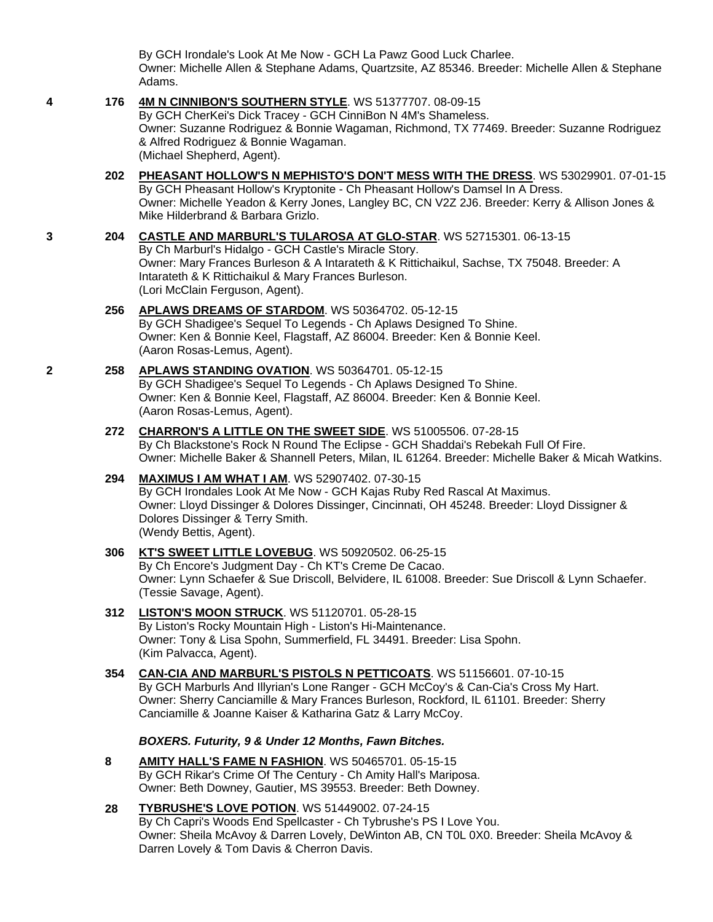By GCH Irondale's Look At Me Now - GCH La Pawz Good Luck Charlee.
Owner: Michelle Allen & Stephane Adams, Quartzsite, AZ 85346. Breeder: Michelle Allen & Stephane Adams.

**4** **176** **4M N CINNIBON'S SOUTHERN STYLE**. WS 51377707. 08-09-15
By GCH CherKei's Dick Tracey - GCH CinniBon N 4M's Shameless.
Owner: Suzanne Rodriguez & Bonnie Wagaman, Richmond, TX 77469. Breeder: Suzanne Rodriguez & Alfred Rodriguez & Bonnie Wagaman.
(Michael Shepherd, Agent).

**202** **PHEASANT HOLLOW'S N MEPHISTO'S DON'T MESS WITH THE DRESS**. WS 53029901. 07-01-15
By GCH Pheasant Hollow's Kryptonite - Ch Pheasant Hollow's Damsel In A Dress.
Owner: Michelle Yeadon & Kerry Jones, Langley BC, CN V2Z 2J6. Breeder: Kerry & Allison Jones & Mike Hilderbrand & Barbara Grizlo.

**3** **204** **CASTLE AND MARBURL'S TULAROSA AT GLO-STAR**. WS 52715301. 06-13-15
By Ch Marburl's Hidalgo - GCH Castle's Miracle Story.
Owner: Mary Frances Burleson & A Intarateth & K Rittichaikul, Sachse, TX 75048. Breeder: A Intarateth & K Rittichaikul & Mary Frances Burleson.
(Lori McClain Ferguson, Agent).

**256** **APLAWS DREAMS OF STARDOM**. WS 50364702. 05-12-15
By GCH Shadigee's Sequel To Legends - Ch Aplaws Designed To Shine.
Owner: Ken & Bonnie Keel, Flagstaff, AZ 86004. Breeder: Ken & Bonnie Keel.
(Aaron Rosas-Lemus, Agent).

**2** **258** **APLAWS STANDING OVATION**. WS 50364701. 05-12-15
By GCH Shadigee's Sequel To Legends - Ch Aplaws Designed To Shine.
Owner: Ken & Bonnie Keel, Flagstaff, AZ 86004. Breeder: Ken & Bonnie Keel.
(Aaron Rosas-Lemus, Agent).

**272** **CHARRON'S A LITTLE ON THE SWEET SIDE**. WS 51005506. 07-28-15
By Ch Blackstone's Rock N Round The Eclipse - GCH Shaddai's Rebekah Full Of Fire.
Owner: Michelle Baker & Shannell Peters, Milan, IL 61264. Breeder: Michelle Baker & Micah Watkins.

**294** **MAXIMUS I AM WHAT I AM**. WS 52907402. 07-30-15
By GCH Irondales Look At Me Now - GCH Kajas Ruby Red Rascal At Maximus.
Owner: Lloyd Dissinger & Dolores Dissinger, Cincinnati, OH 45248. Breeder: Lloyd Dissigner & Dolores Dissinger & Terry Smith.
(Wendy Bettis, Agent).

**306** **KT'S SWEET LITTLE LOVEBUG**. WS 50920502. 06-25-15
By Ch Encore's Judgment Day - Ch KT's Creme De Cacao.
Owner: Lynn Schaefer & Sue Driscoll, Belvidere, IL 61008. Breeder: Sue Driscoll & Lynn Schaefer.
(Tessie Savage, Agent).

**312** **LISTON'S MOON STRUCK**. WS 51120701. 05-28-15
By Liston's Rocky Mountain High - Liston's Hi-Maintenance.
Owner: Tony & Lisa Spohn, Summerfield, FL 34491. Breeder: Lisa Spohn.
(Kim Palvacca, Agent).

**354** **CAN-CIA AND MARBURL'S PISTOLS N PETTICOATS**. WS 51156601. 07-10-15
By GCH Marburls And Illyrian's Lone Ranger - GCH McCoy's & Can-Cia's Cross My Hart.
Owner: Sherry Canciamille & Mary Frances Burleson, Rockford, IL 61101. Breeder: Sherry Canciamille & Joanne Kaiser & Katharina Gatz & Larry McCoy.

***BOXERS. Futurity, 9 & Under 12 Months, Fawn Bitches.***

**8** **AMITY HALL'S FAME N FASHION**. WS 50465701. 05-15-15
By GCH Rikar's Crime Of The Century - Ch Amity Hall's Mariposa.
Owner: Beth Downey, Gautier, MS 39553. Breeder: Beth Downey.

**28** **TYBRUSHE'S LOVE POTION**. WS 51449002. 07-24-15
By Ch Capri's Woods End Spellcaster - Ch Tybrushe's PS I Love You.
Owner: Sheila McAvoy & Darren Lovely, DeWinton AB, CN T0L 0X0. Breeder: Sheila McAvoy & Darren Lovely & Tom Davis & Cherron Davis.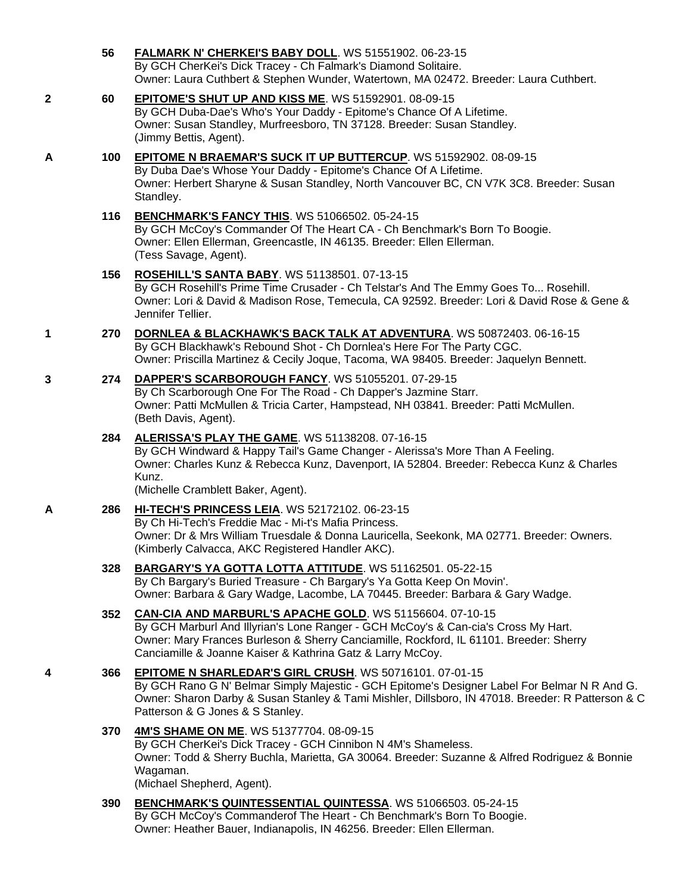56 **FALMARK N' CHERKEI'S BABY DOLL**. WS 51551902. 06-23-15
By GCH CherKei's Dick Tracey - Ch Falmark's Diamond Solitaire.
Owner: Laura Cuthbert & Stephen Wunder, Watertown, MA 02472. Breeder: Laura Cuthbert.

2 60 **EPITOME'S SHUT UP AND KISS ME**. WS 51592901. 08-09-15
By GCH Duba-Dae's Who's Your Daddy - Epitome's Chance Of A Lifetime.
Owner: Susan Standley, Murfreesboro, TN 37128. Breeder: Susan Standley.
(Jimmy Bettis, Agent).

A 100 **EPITOME N BRAEMAR'S SUCK IT UP BUTTERCUP**. WS 51592902. 08-09-15
By Duba Dae's Whose Your Daddy - Epitome's Chance Of A Lifetime.
Owner: Herbert Sharyne & Susan Standley, North Vancouver BC, CN V7K 3C8. Breeder: Susan Standley.

116 **BENCHMARK'S FANCY THIS**. WS 51066502. 05-24-15
By GCH McCoy's Commander Of The Heart CA - Ch Benchmark's Born To Boogie.
Owner: Ellen Ellerman, Greencastle, IN 46135. Breeder: Ellen Ellerman.
(Tess Savage, Agent).

156 **ROSEHILL'S SANTA BABY**. WS 51138501. 07-13-15
By GCH Rosehill's Prime Time Crusader - Ch Telstar's And The Emmy Goes To... Rosehill.
Owner: Lori & David & Madison Rose, Temecula, CA 92592. Breeder: Lori & David Rose & Gene & Jennifer Tellier.

1 270 **DORNLEA & BLACKHAWK'S BACK TALK AT ADVENTURA**. WS 50872403. 06-16-15
By GCH Blackhawk's Rebound Shot - Ch Dornlea's Here For The Party CGC.
Owner: Priscilla Martinez & Cecily Joque, Tacoma, WA 98405. Breeder: Jaquelyn Bennett.

3 274 **DAPPER'S SCARBOROUGH FANCY**. WS 51055201. 07-29-15
By Ch Scarborough One For The Road - Ch Dapper's Jazmine Starr.
Owner: Patti McMullen & Tricia Carter, Hampstead, NH 03841. Breeder: Patti McMullen.
(Beth Davis, Agent).

284 **ALERISSA'S PLAY THE GAME**. WS 51138208. 07-16-15
By GCH Windward & Happy Tail's Game Changer - Alerissa's More Than A Feeling.
Owner: Charles Kunz & Rebecca Kunz, Davenport, IA 52804. Breeder: Rebecca Kunz & Charles Kunz.
(Michelle Cramblett Baker, Agent).

A 286 **HI-TECH'S PRINCESS LEIA**. WS 52172102. 06-23-15
By Ch Hi-Tech's Freddie Mac - Mi-t's Mafia Princess.
Owner: Dr & Mrs William Truesdale & Donna Lauricella, Seekonk, MA 02771. Breeder: Owners.
(Kimberly Calvacca, AKC Registered Handler AKC).

328 **BARGARY'S YA GOTTA LOTTA ATTITUDE**. WS 51162501. 05-22-15
By Ch Bargary's Buried Treasure - Ch Bargary's Ya Gotta Keep On Movin'.
Owner: Barbara & Gary Wadge, Lacombe, LA 70445. Breeder: Barbara & Gary Wadge.

352 **CAN-CIA AND MARBURL'S APACHE GOLD**. WS 51156604. 07-10-15
By GCH Marburl And Illyrian's Lone Ranger - GCH McCoy's & Can-cia's Cross My Hart.
Owner: Mary Frances Burleson & Sherry Canciamille, Rockford, IL 61101. Breeder: Sherry Canciamille & Joanne Kaiser & Kathrina Gatz & Larry McCoy.

4 366 **EPITOME N SHARLEDAR'S GIRL CRUSH**. WS 50716101. 07-01-15
By GCH Rano G N' Belmar Simply Majestic - GCH Epitome's Designer Label For Belmar N R And G.
Owner: Sharon Darby & Susan Stanley & Tami Mishler, Dillsboro, IN 47018. Breeder: R Patterson & C Patterson & G Jones & S Stanley.

370 **4M'S SHAME ON ME**. WS 51377704. 08-09-15
By GCH CherKei's Dick Tracey - GCH Cinnibon N 4M's Shameless.
Owner: Todd & Sherry Buchla, Marietta, GA 30064. Breeder: Suzanne & Alfred Rodriguez & Bonnie Wagaman.
(Michael Shepherd, Agent).

390 **BENCHMARK'S QUINTESSENTIAL QUINTESSA**. WS 51066503. 05-24-15
By GCH McCoy's Commanderof The Heart - Ch Benchmark's Born To Boogie.
Owner: Heather Bauer, Indianapolis, IN 46256. Breeder: Ellen Ellerman.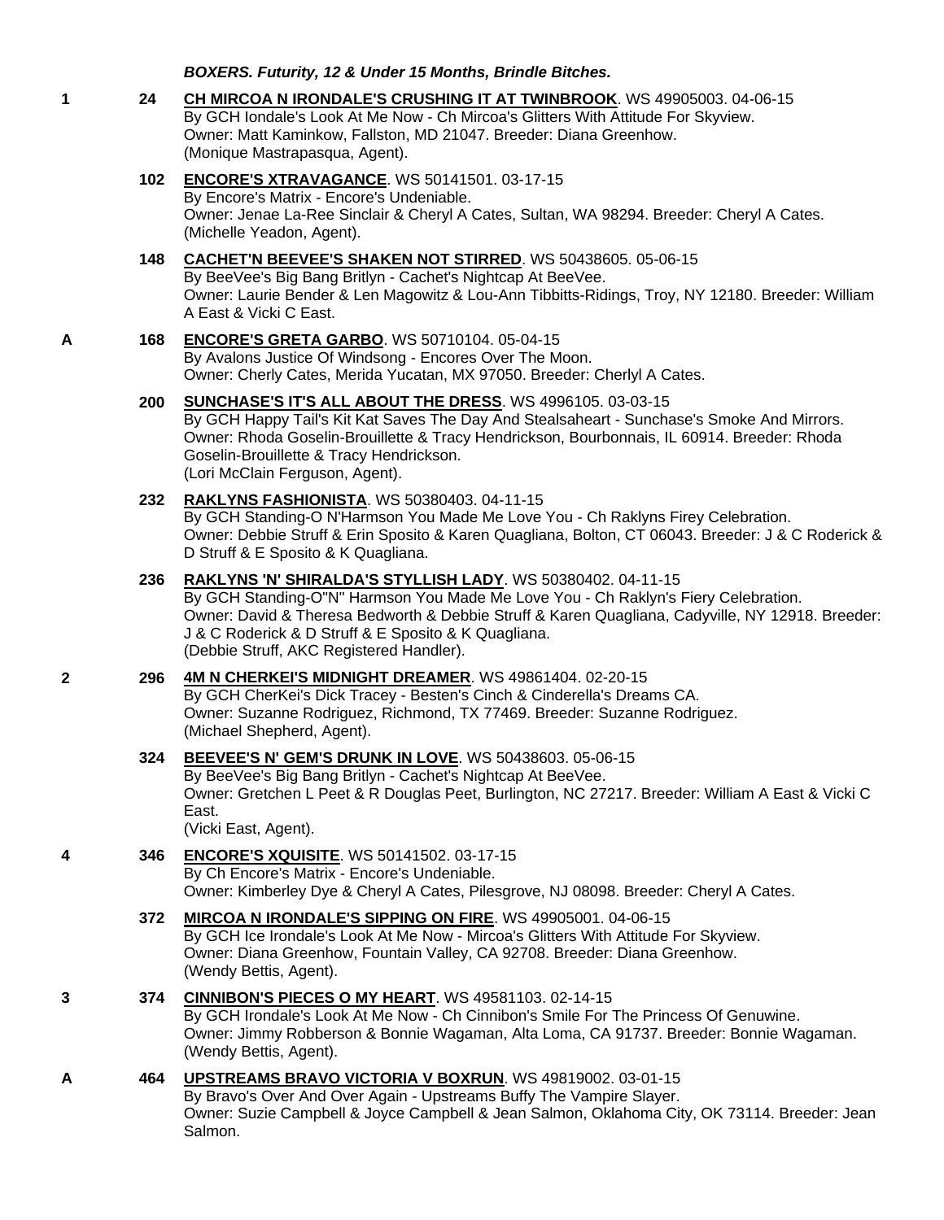***BOXERS. Futurity, 12 & Under 15 Months, Brindle Bitches.***

**1** **24** **CH MIRCOA N IRONDALE'S CRUSHING IT AT TWINBROOK**. WS 49905003. 04-06-15
By GCH Iondale's Look At Me Now - Ch Mircoa's Glitters With Attitude For Skyview.
Owner: Matt Kaminkow, Fallston, MD 21047. Breeder: Diana Greenhow.
(Monique Mastrapasqua, Agent).

**102** **ENCORE'S XTRAVAGANCE**. WS 50141501. 03-17-15
By Encore's Matrix - Encore's Undeniable.
Owner: Jenae La-Ree Sinclair & Cheryl A Cates, Sultan, WA 98294. Breeder: Cheryl A Cates.
(Michelle Yeadon, Agent).

**148** **CACHET'N BEEVEE'S SHAKEN NOT STIRRED**. WS 50438605. 05-06-15
By BeeVee's Big Bang Britlyn - Cachet's Nightcap At BeeVee.
Owner: Laurie Bender & Len Magowitz & Lou-Ann Tibbitts-Ridings, Troy, NY 12180. Breeder: William A East & Vicki C East.

**A** **168** **ENCORE'S GRETA GARBO**. WS 50710104. 05-04-15
By Avalons Justice Of Windsong - Encores Over The Moon.
Owner: Cherly Cates, Merida Yucatan, MX 97050. Breeder: Cherlyl A Cates.

**200** **SUNCHASE'S IT'S ALL ABOUT THE DRESS**. WS 4996105. 03-03-15
By GCH Happy Tail's Kit Kat Saves The Day And Stealsaheart - Sunchase's Smoke And Mirrors.
Owner: Rhoda Goselin-Brouillette & Tracy Hendrickson, Bourbonnais, IL 60914. Breeder: Rhoda Goselin-Brouillette & Tracy Hendrickson.
(Lori McClain Ferguson, Agent).

**232** **RAKLYNS FASHIONISTA**. WS 50380403. 04-11-15
By GCH Standing-O N'Harmson You Made Me Love You - Ch Raklyns Firey Celebration.
Owner: Debbie Struff & Erin Sposito & Karen Quagliana, Bolton, CT 06043. Breeder: J & C Roderick & D Struff & E Sposito & K Quagliana.

**236** **RAKLYNS 'N' SHIRALDA'S STYLLISH LADY**. WS 50380402. 04-11-15
By GCH Standing-O"N" Harmson You Made Me Love You - Ch Raklyn's Fiery Celebration.
Owner: David & Theresa Bedworth & Debbie Struff & Karen Quagliana, Cadyville, NY 12918. Breeder: J & C Roderick & D Struff & E Sposito & K Quagliana.
(Debbie Struff, AKC Registered Handler).

**2** **296** **4M N CHERKEI'S MIDNIGHT DREAMER**. WS 49861404. 02-20-15
By GCH CherKei's Dick Tracey - Besten's Cinch & Cinderella's Dreams CA.
Owner: Suzanne Rodriguez, Richmond, TX 77469. Breeder: Suzanne Rodriguez.
(Michael Shepherd, Agent).

**324** **BEEVEE'S N' GEM'S DRUNK IN LOVE**. WS 50438603. 05-06-15
By BeeVee's Big Bang Britlyn - Cachet's Nightcap At BeeVee.
Owner: Gretchen L Peet & R Douglas Peet, Burlington, NC 27217. Breeder: William A East & Vicki C East.
(Vicki East, Agent).

**4** **346** **ENCORE'S XQUISITE**. WS 50141502. 03-17-15
By Ch Encore's Matrix - Encore's Undeniable.
Owner: Kimberley Dye & Cheryl A Cates, Pilesgrove, NJ 08098. Breeder: Cheryl A Cates.

**372** **MIRCOA N IRONDALE'S SIPPING ON FIRE**. WS 49905001. 04-06-15
By GCH Ice Irondale's Look At Me Now - Mircoa's Glitters With Attitude For Skyview.
Owner: Diana Greenhow, Fountain Valley, CA 92708. Breeder: Diana Greenhow.
(Wendy Bettis, Agent).

**3** **374** **CINNIBON'S PIECES O MY HEART**. WS 49581103. 02-14-15
By GCH Irondale's Look At Me Now - Ch Cinnibon's Smile For The Princess Of Genuwine.
Owner: Jimmy Robberson & Bonnie Wagaman, Alta Loma, CA 91737. Breeder: Bonnie Wagaman.
(Wendy Bettis, Agent).

**A** **464** **UPSTREAMS BRAVO VICTORIA V BOXRUN**. WS 49819002. 03-01-15
By Bravo's Over And Over Again - Upstreams Buffy The Vampire Slayer.
Owner: Suzie Campbell & Joyce Campbell & Jean Salmon, Oklahoma City, OK 73114. Breeder: Jean Salmon.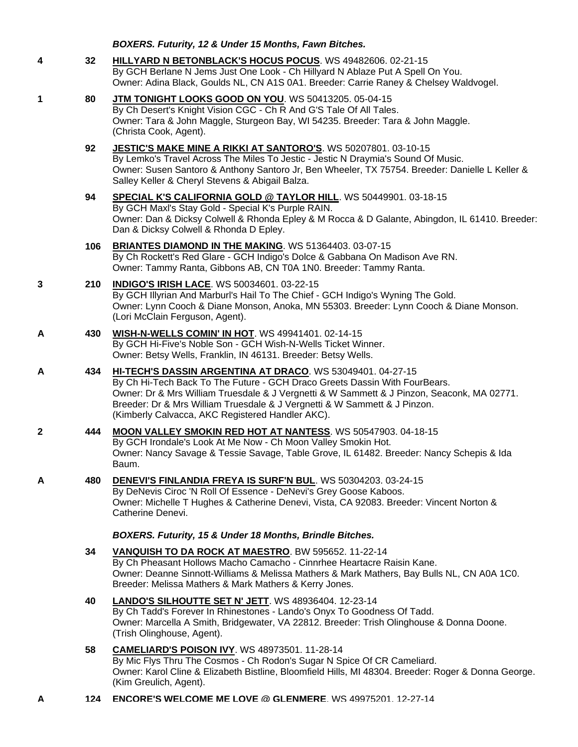***BOXERS. Futurity, 12 & Under 15 Months, Fawn Bitches.***

**4** **32** **HILLYARD N BETONBLACK'S HOCUS POCUS**. WS 49482606. 02-21-15
By GCH Berlane N Jems Just One Look - Ch Hillyard N Ablaze Put A Spell On You.
Owner: Adina Black, Goulds NL, CN A1S 0A1. Breeder: Carrie Raney & Chelsey Waldvogel.

**1** **80** **JTM TONIGHT LOOKS GOOD ON YOU**. WS 50413205. 05-04-15
By Ch Desert's Knight Vision CGC - Ch R And G'S Tale Of All Tales.
Owner: Tara & John Maggle, Sturgeon Bay, WI 54235. Breeder: Tara & John Maggle.
(Christa Cook, Agent).

**92** **JESTIC'S MAKE MINE A RIKKI AT SANTORO'S**. WS 50207801. 03-10-15
By Lemko's Travel Across The Miles To Jestic - Jestic N Draymia's Sound Of Music.
Owner: Susen Santoro & Anthony Santoro Jr, Ben Wheeler, TX 75754. Breeder: Danielle L Keller & Salley Keller & Cheryl Stevens & Abigail Balza.

**94** **SPECIAL K'S CALIFORNIA GOLD @ TAYLOR HILL**. WS 50449901. 03-18-15
By GCH Maxl's Stay Gold - Special K's Purple RAIN.
Owner: Dan & Dicksy Colwell & Rhonda Epley & M Rocca & D Galante, Abingdon, IL 61410. Breeder: Dan & Dicksy Colwell & Rhonda D Epley.

**106** **BRIANTES DIAMOND IN THE MAKING**. WS 51364403. 03-07-15
By Ch Rockett's Red Glare - GCH Indigo's Dolce & Gabbana On Madison Ave RN.
Owner: Tammy Ranta, Gibbons AB, CN T0A 1N0. Breeder: Tammy Ranta.

**3** **210** **INDIGO'S IRISH LACE**. WS 50034601. 03-22-15
By GCH Illyrian And Marburl's Hail To The Chief - GCH Indigo's Wyning The Gold.
Owner: Lynn Cooch & Diane Monson, Anoka, MN 55303. Breeder: Lynn Cooch & Diane Monson.
(Lori McClain Ferguson, Agent).

**A** **430** **WISH-N-WELLS COMIN' IN HOT**. WS 49941401. 02-14-15
By GCH Hi-Five's Noble Son - GCH Wish-N-Wells Ticket Winner.
Owner: Betsy Wells, Franklin, IN 46131. Breeder: Betsy Wells.

**A** **434** **HI-TECH'S DASSIN ARGENTINA AT DRACO**. WS 53049401. 04-27-15
By Ch Hi-Tech Back To The Future - GCH Draco Greets Dassin With FourBears.
Owner: Dr & Mrs William Truesdale & J Vergnetti & W Sammett & J Pinzon, Seaconk, MA 02771. Breeder: Dr & Mrs William Truesdale & J Vergnetti & W Sammett & J Pinzon.
(Kimberly Calvacca, AKC Registered Handler AKC).

**2** **444** **MOON VALLEY SMOKIN RED HOT AT NANTESS**. WS 50547903. 04-18-15
By GCH Irondale's Look At Me Now - Ch Moon Valley Smokin Hot.
Owner: Nancy Savage & Tessie Savage, Table Grove, IL 61482. Breeder: Nancy Schepis & Ida Baum.

**A** **480** **DENEVI'S FINLANDIA FREYA IS SURF'N BUL**. WS 50304203. 03-24-15
By DeNevis Ciroc 'N Roll Of Essence - DeNevi's Grey Goose Kaboos.
Owner: Michelle T Hughes & Catherine Denevi, Vista, CA 92083. Breeder: Vincent Norton & Catherine Denevi.

***BOXERS. Futurity, 15 & Under 18 Months, Brindle Bitches.***

**34** **VANQUISH TO DA ROCK AT MAESTRO**. BW 595652. 11-22-14
By Ch Pheasant Hollows Macho Camacho - Cinnrhee Heartacre Raisin Kane.
Owner: Deanne Sinnott-Williams & Melissa Mathers & Mark Mathers, Bay Bulls NL, CN A0A 1C0. Breeder: Melissa Mathers & Mark Mathers & Kerry Jones.

**40** **LANDO'S SILHOUTTE SET N' JETT**. WS 48936404. 12-23-14
By Ch Tadd's Forever In Rhinestones - Lando's Onyx To Goodness Of Tadd.
Owner: Marcella A Smith, Bridgewater, VA 22812. Breeder: Trish Olinghouse & Donna Doone.
(Trish Olinghouse, Agent).

**58** **CAMELIARD'S POISON IVY**. WS 48973501. 11-28-14
By Mic Flys Thru The Cosmos - Ch Rodon's Sugar N Spice Of CR Cameliard.
Owner: Karol Cline & Elizabeth Bistline, Bloomfield Hills, MI 48304. Breeder: Roger & Donna George.
(Kim Greulich, Agent).

**A** **124** **ENCORE'S WELCOME ME LOVE @ GLENMERE**. WS 49975201. 12-27-14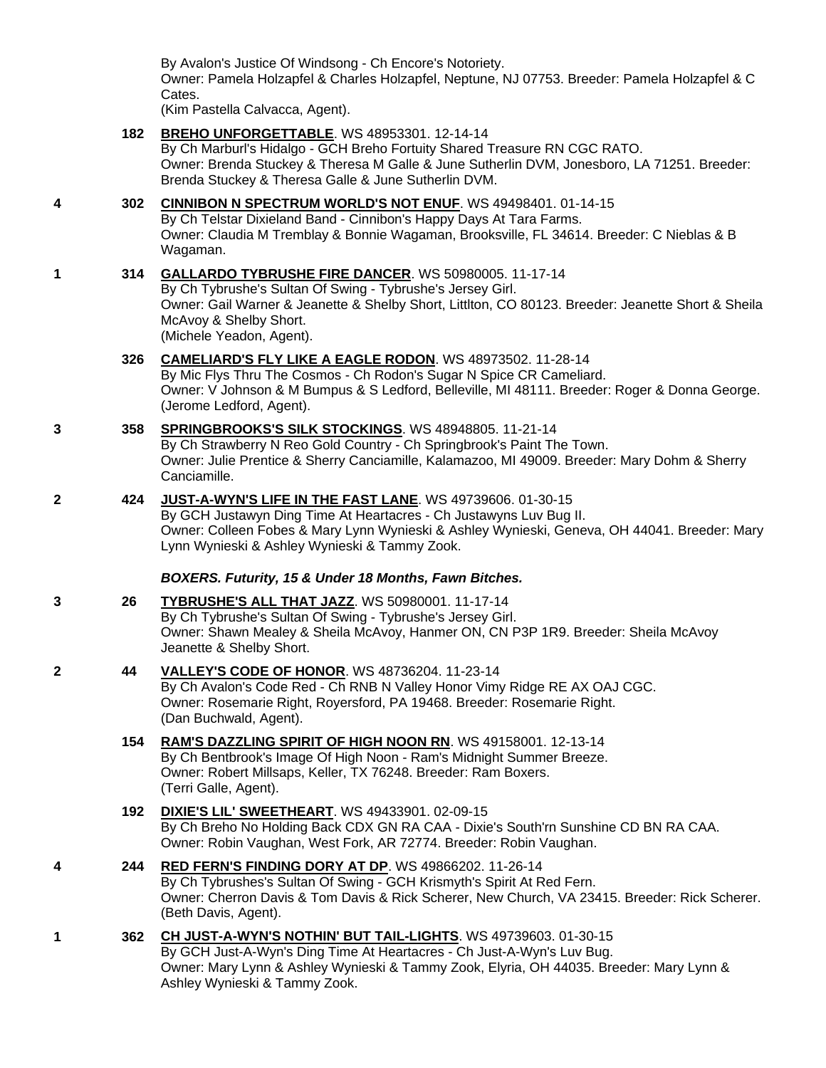By Avalon's Justice Of Windsong - Ch Encore's Notoriety.
Owner: Pamela Holzapfel & Charles Holzapfel, Neptune, NJ 07753. Breeder: Pamela Holzapfel & C Cates.
(Kim Pastella Calvacca, Agent).

182 **BREHO UNFORGETTABLE**. WS 48953301. 12-14-14
By Ch Marburl's Hidalgo - GCH Breho Fortuity Shared Treasure RN CGC RATO.
Owner: Brenda Stuckey & Theresa M Galle & June Sutherlin DVM, Jonesboro, LA 71251. Breeder: Brenda Stuckey & Theresa Galle & June Sutherlin DVM.

4 302 **CINNIBON N SPECTRUM WORLD'S NOT ENUF**. WS 49498401. 01-14-15
By Ch Telstar Dixieland Band - Cinnibon's Happy Days At Tara Farms.
Owner: Claudia M Tremblay & Bonnie Wagaman, Brooksville, FL 34614. Breeder: C Nieblas & B Wagaman.

1 314 **GALLARDO TYBRUSHE FIRE DANCER**. WS 50980005. 11-17-14
By Ch Tybrushe's Sultan Of Swing - Tybrushe's Jersey Girl.
Owner: Gail Warner & Jeanette & Shelby Short, Littlton, CO 80123. Breeder: Jeanette Short & Sheila McAvoy & Shelby Short.
(Michele Yeadon, Agent).

326 **CAMELIARD'S FLY LIKE A EAGLE RODON**. WS 48973502. 11-28-14
By Mic Flys Thru The Cosmos - Ch Rodon's Sugar N Spice CR Cameliard.
Owner: V Johnson & M Bumpus & S Ledford, Belleville, MI 48111. Breeder: Roger & Donna George.
(Jerome Ledford, Agent).

3 358 **SPRINGBROOKS'S SILK STOCKINGS**. WS 48948805. 11-21-14
By Ch Strawberry N Reo Gold Country - Ch Springbrook's Paint The Town.
Owner: Julie Prentice & Sherry Canciamille, Kalamazoo, MI 49009. Breeder: Mary Dohm & Sherry Canciamille.

2 424 **JUST-A-WYN'S LIFE IN THE FAST LANE**. WS 49739606. 01-30-15
By GCH Justawyn Ding Time At Heartacres - Ch Justawyns Luv Bug II.
Owner: Colleen Fobes & Mary Lynn Wynieski & Ashley Wynieski, Geneva, OH 44041. Breeder: Mary Lynn Wynieski & Ashley Wynieski & Tammy Zook.

***BOXERS. Futurity, 15 & Under 18 Months, Fawn Bitches.***

3 26 **TYBRUSHE'S ALL THAT JAZZ**. WS 50980001. 11-17-14
By Ch Tybrushe's Sultan Of Swing - Tybrushe's Jersey Girl.
Owner: Shawn Mealey & Sheila McAvoy, Hanmer ON, CN P3P 1R9. Breeder: Sheila McAvoy Jeanette & Shelby Short.

2 44 **VALLEY'S CODE OF HONOR**. WS 48736204. 11-23-14
By Ch Avalon's Code Red - Ch RNB N Valley Honor Vimy Ridge RE AX OAJ CGC.
Owner: Rosemarie Right, Royersford, PA 19468. Breeder: Rosemarie Right.
(Dan Buchwald, Agent).

154 **RAM'S DAZZLING SPIRIT OF HIGH NOON RN**. WS 49158001. 12-13-14
By Ch Bentbrook's Image Of High Noon - Ram's Midnight Summer Breeze.
Owner: Robert Millsaps, Keller, TX 76248. Breeder: Ram Boxers.
(Terri Galle, Agent).

192 **DIXIE'S LIL' SWEETHEART**. WS 49433901. 02-09-15
By Ch Breho No Holding Back CDX GN RA CAA - Dixie's South'rn Sunshine CD BN RA CAA.
Owner: Robin Vaughan, West Fork, AR 72774. Breeder: Robin Vaughan.

4 244 **RED FERN'S FINDING DORY AT DP**. WS 49866202. 11-26-14
By Ch Tybrushes's Sultan Of Swing - GCH Krismyth's Spirit At Red Fern.
Owner: Cherron Davis & Tom Davis & Rick Scherer, New Church, VA 23415. Breeder: Rick Scherer.
(Beth Davis, Agent).

1 362 **CH JUST-A-WYN'S NOTHIN' BUT TAIL-LIGHTS**. WS 49739603. 01-30-15
By GCH Just-A-Wyn's Ding Time At Heartacres - Ch Just-A-Wyn's Luv Bug.
Owner: Mary Lynn & Ashley Wynieski & Tammy Zook, Elyria, OH 44035. Breeder: Mary Lynn & Ashley Wynieski & Tammy Zook.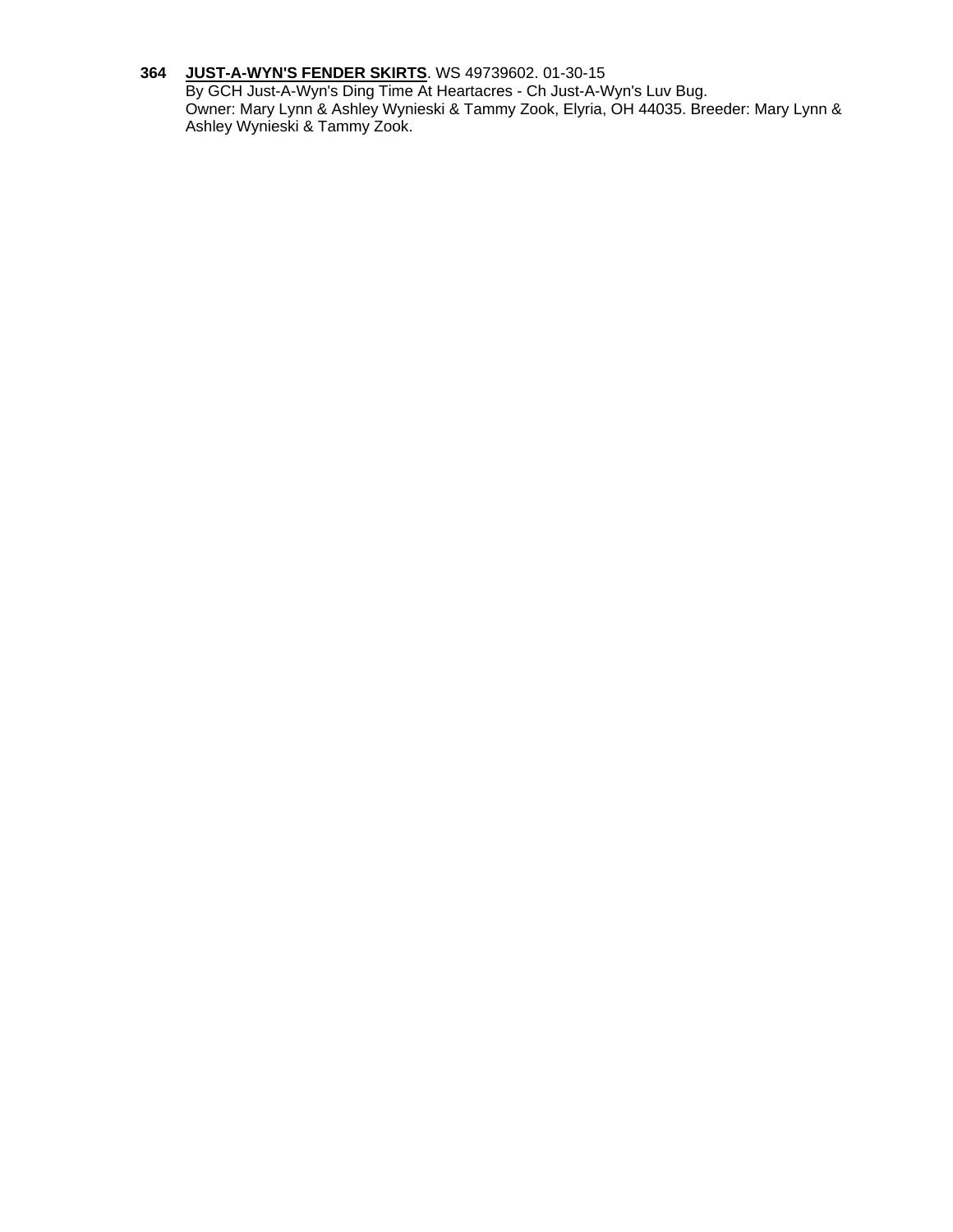**364** **<u>JUST-A-WYN'S FENDER SKIRTS</u>**. WS 49739602. 01-30-15
By GCH Just-A-Wyn's Ding Time At Heartacres - Ch Just-A-Wyn's Luv Bug.
Owner: Mary Lynn & Ashley Wynieski & Tammy Zook, Elyria, OH 44035. Breeder: Mary Lynn & Ashley Wynieski & Tammy Zook.